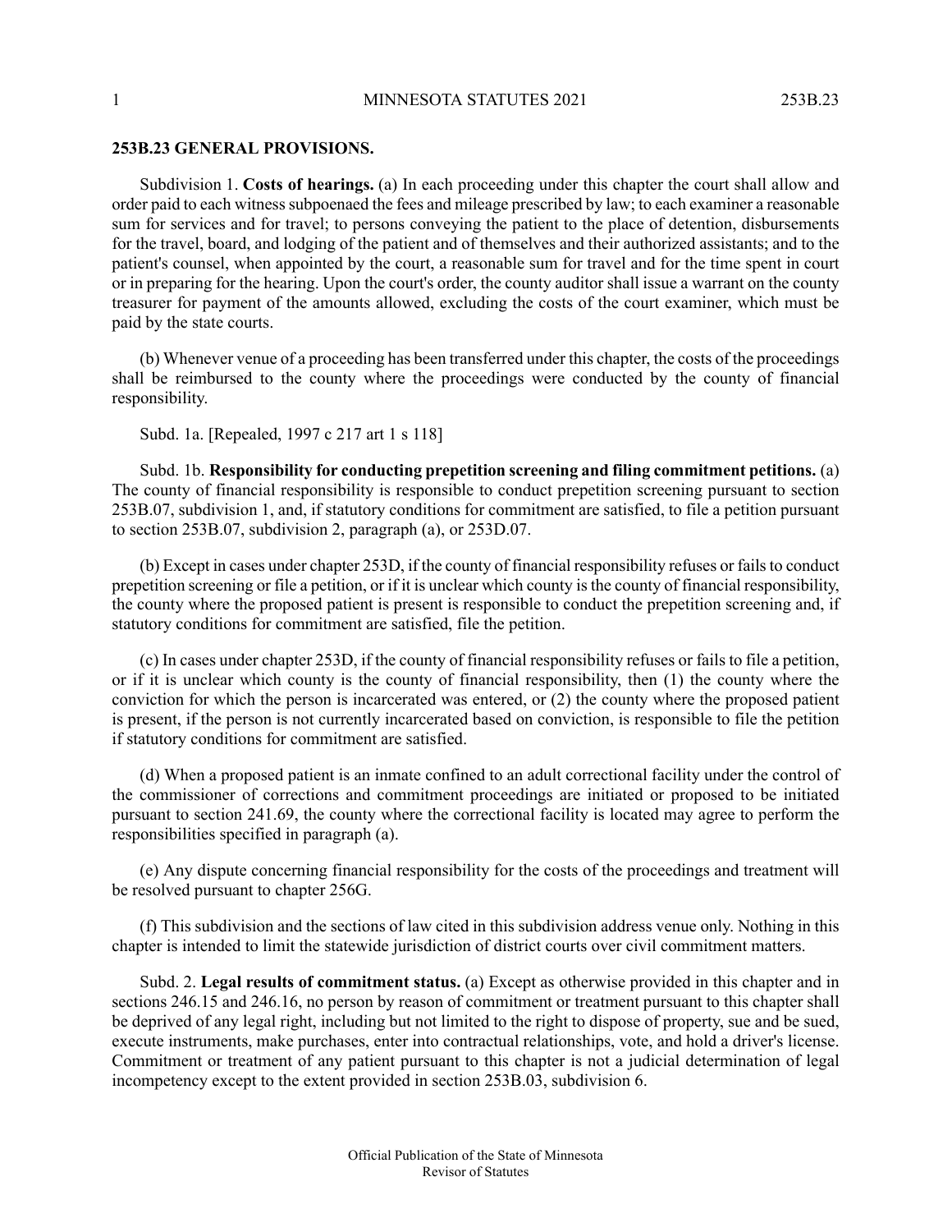## 253B.23 GENERAL PROVISIONS.

Subdivision 1. **Costs of hearings.** (a) In each proceeding under this chapter the court shall allow and order paid to each witness subpoenaed the fees and mileage prescribed by law; to each examiner a reasonable sum for services and for travel; to persons conveying the patient to the place of detention, disbursements for the travel, board, and lodging of the patient and of themselves and their authorized assistants; and to the patient's counsel, when appointed by the court, a reasonable sum for travel and for the time spent in court or in preparing for the hearing. Upon the court's order, the county auditor shall issue a warrant on the county treasurer for payment of the amounts allowed, excluding the costs of the court examiner, which must be paid by the state courts.

(b) Whenever venue of a proceeding has been transferred under this chapter, the costs of the proceedings shall be reimbursed to the county where the proceedings were conducted by the county of financial responsibility.

Subd. 1a. [Repealed, 1997 c 217 art 1 s 118]

Subd. 1b. **Responsibility for conducting prepetition screening and filing commitment petitions.** (a) The county of financial responsibility is responsible to conduct prepetition screening pursuant to section 253B.07, subdivision 1, and, if statutory conditions for commitment are satisfied, to file a petition pursuant to section 253B.07, subdivision 2, paragraph (a), or 253D.07.

(b) Except in cases under chapter 253D, if the county of financial responsibility refuses or fails to conduct prepetition screening or file a petition, or if it is unclear which county is the county of financial responsibility, the county where the proposed patient is present is responsible to conduct the prepetition screening and, if statutory conditions for commitment are satisfied, file the petition.

(c) In cases under chapter 253D, if the county of financial responsibility refuses or fails to file a petition, or if it is unclear which county is the county of financial responsibility, then (1) the county where the conviction for which the person is incarcerated was entered, or (2) the county where the proposed patient is present, if the person is not currently incarcerated based on conviction, is responsible to file the petition if statutory conditions for commitment are satisfied.

(d) When a proposed patient is an inmate confined to an adult correctional facility under the control of the commissioner of corrections and commitment proceedings are initiated or proposed to be initiated pursuant to section 241.69, the county where the correctional facility is located may agree to perform the responsibilities specified in paragraph (a).

(e) Any dispute concerning financial responsibility for the costs of the proceedings and treatment will be resolved pursuant to chapter 256G.

(f) This subdivision and the sections of law cited in this subdivision address venue only. Nothing in this chapter is intended to limit the statewide jurisdiction of district courts over civil commitment matters.

Subd. 2. **Legal results of commitment status.** (a) Except as otherwise provided in this chapter and in sections 246.15 and 246.16, no person by reason of commitment or treatment pursuant to this chapter shall be deprived of any legal right, including but not limited to the right to dispose of property, sue and be sued, execute instruments, make purchases, enter into contractual relationships, vote, and hold a driver's license. Commitment or treatment of any patient pursuant to this chapter is not a judicial determination of legal incompetency except to the extent provided in section 253B.03, subdivision 6.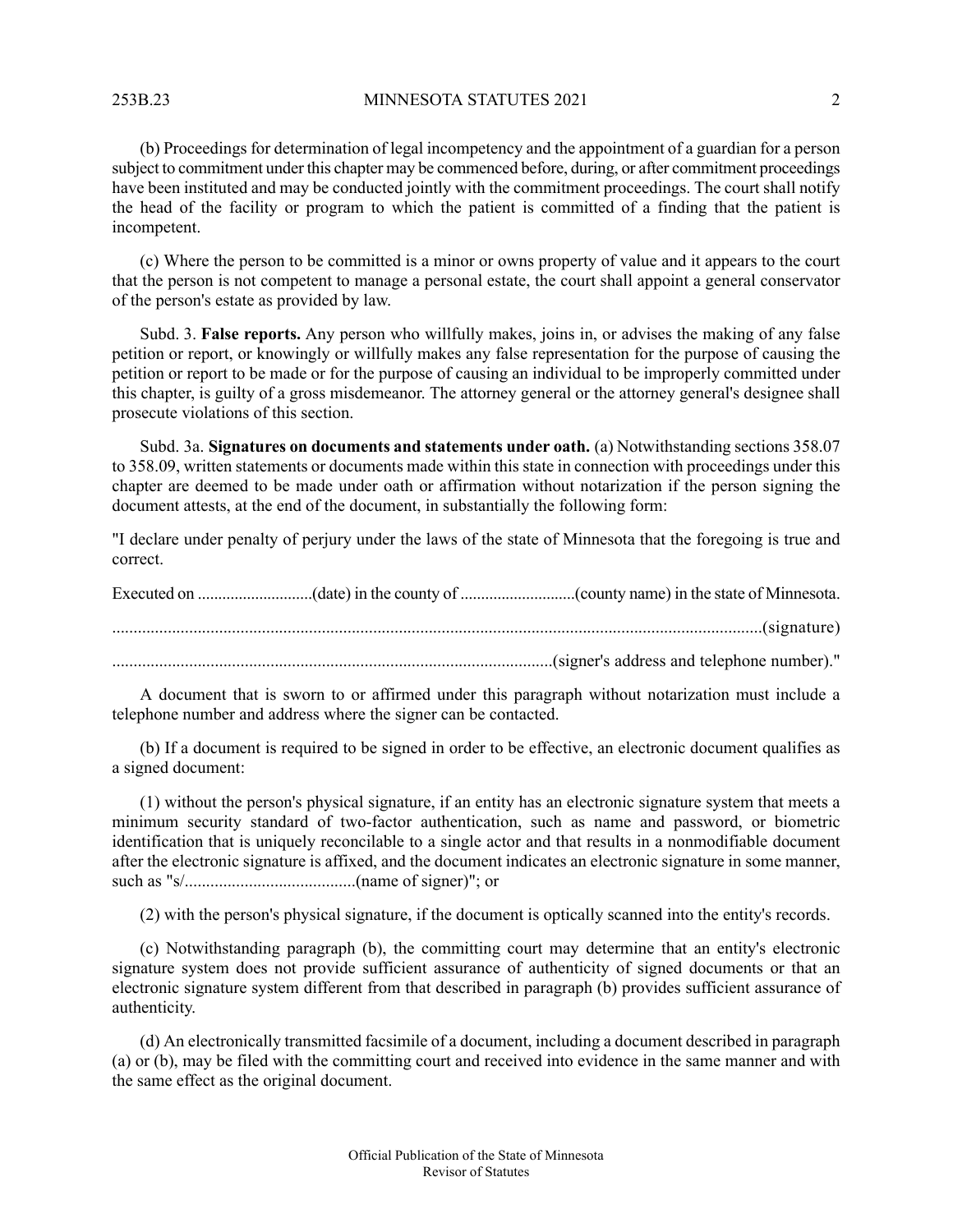(b) Proceedings for determination of legal incompetency and the appointment of a guardian for a person subject to commitment under this chapter may be commenced before, during, or after commitment proceedings have been instituted and may be conducted jointly with the commitment proceedings. The court shall notify the head of the facility or program to which the patient is committed of a finding that the patient is incompetent.

(c) Where the person to be committed is a minor or owns property of value and it appears to the court that the person is not competent to manage a personal estate, the court shall appoint a general conservator of the person's estate as provided by law.

Subd. 3. **False reports.** Any person who willfully makes, joins in, or advises the making of any false petition or report, or knowingly or willfully makes any false representation for the purpose of causing the petition or report to be made or for the purpose of causing an individual to be improperly committed under this chapter, is guilty of a gross misdemeanor. The attorney general or the attorney general's designee shall prosecute violations of this section.

Subd. 3a. **Signatures on documents and statements under oath.** (a) Notwithstanding sections 358.07 to 358.09, written statements or documents made within this state in connection with proceedings under this chapter are deemed to be made under oath or affirmation without notarization if the person signing the document attests, at the end of the document, in substantially the following form:

"I declare under penalty of perjury under the laws of the state of Minnesota that the foregoing is true and correct.

Executed on ...........................(date) in the county of ...........................(county name) in the state of Minnesota.

........................................................................................................................................................(signature)

.......................................................................................................(signer's address and telephone number)."

A document that is sworn to or affirmed under this paragraph without notarization must include a telephone number and address where the signer can be contacted.

(b) If a document is required to be signed in order to be effective, an electronic document qualifies as a signed document:

(1) without the person's physical signature, if an entity has an electronic signature system that meets a minimum security standard of two-factor authentication, such as name and password, or biometric identification that is uniquely reconcilable to a single actor and that results in a nonmodifiable document after the electronic signature is affixed, and the document indicates an electronic signature in some manner, such as "s/........................................(name of signer)"; or

(2) with the person's physical signature, if the document is optically scanned into the entity's records.

(c) Notwithstanding paragraph (b), the committing court may determine that an entity's electronic signature system does not provide sufficient assurance of authenticity of signed documents or that an electronic signature system different from that described in paragraph (b) provides sufficient assurance of authenticity.

(d) An electronically transmitted facsimile of a document, including a document described in paragraph (a) or (b), may be filed with the committing court and received into evidence in the same manner and with the same effect as the original document.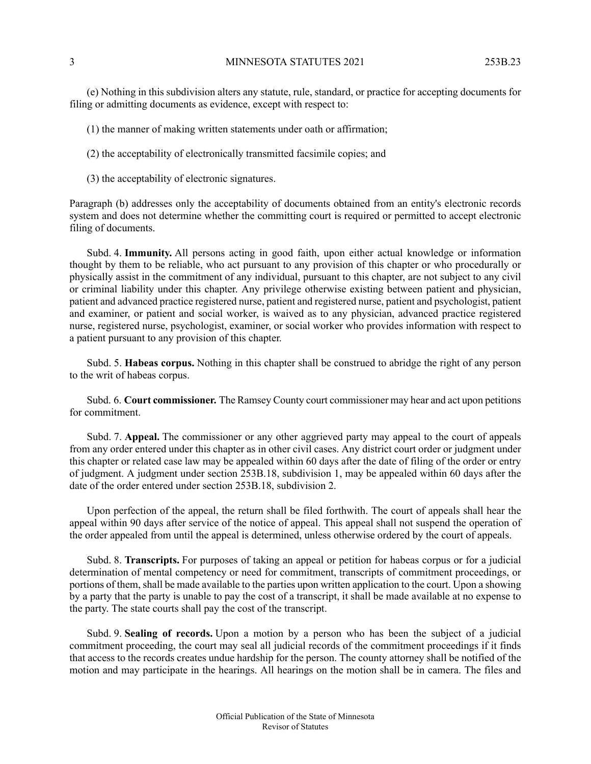(e) Nothing in this subdivision alters any statute, rule, standard, or practice for accepting documents for filing or admitting documents as evidence, except with respect to:

(1) the manner of making written statements under oath or affirmation;

(2) the acceptability of electronically transmitted facsimile copies; and

(3) the acceptability of electronic signatures.

Paragraph (b) addresses only the acceptability of documents obtained from an entity's electronic records system and does not determine whether the committing court is required or permitted to accept electronic filing of documents.

Subd. 4. **Immunity.** All persons acting in good faith, upon either actual knowledge or information thought by them to be reliable, who act pursuant to any provision of this chapter or who procedurally or physically assist in the commitment of any individual, pursuant to this chapter, are not subject to any civil or criminal liability under this chapter. Any privilege otherwise existing between patient and physician, patient and advanced practice registered nurse, patient and registered nurse, patient and psychologist, patient and examiner, or patient and social worker, is waived as to any physician, advanced practice registered nurse, registered nurse, psychologist, examiner, or social worker who provides information with respect to a patient pursuant to any provision of this chapter.

Subd. 5. **Habeas corpus.** Nothing in this chapter shall be construed to abridge the right of any person to the writ of habeas corpus.

Subd. 6. **Court commissioner.** The Ramsey County court commissioner may hear and act upon petitions for commitment.

Subd. 7. **Appeal.** The commissioner or any other aggrieved party may appeal to the court of appeals from any order entered under this chapter as in other civil cases. Any district court order or judgment under this chapter or related case law may be appealed within 60 days after the date of filing of the order or entry of judgment. A judgment under section 253B.18, subdivision 1, may be appealed within 60 days after the date of the order entered under section 253B.18, subdivision 2.

Upon perfection of the appeal, the return shall be filed forthwith. The court of appeals shall hear the appeal within 90 days after service of the notice of appeal. This appeal shall not suspend the operation of the order appealed from until the appeal is determined, unless otherwise ordered by the court of appeals.

Subd. 8. **Transcripts.** For purposes of taking an appeal or petition for habeas corpus or for a judicial determination of mental competency or need for commitment, transcripts of commitment proceedings, or portions of them, shall be made available to the parties upon written application to the court. Upon a showing by a party that the party is unable to pay the cost of a transcript, it shall be made available at no expense to the party. The state courts shall pay the cost of the transcript.

Subd. 9. **Sealing of records.** Upon a motion by a person who has been the subject of a judicial commitment proceeding, the court may seal all judicial records of the commitment proceedings if it finds that access to the records creates undue hardship for the person. The county attorney shall be notified of the motion and may participate in the hearings. All hearings on the motion shall be in camera. The files and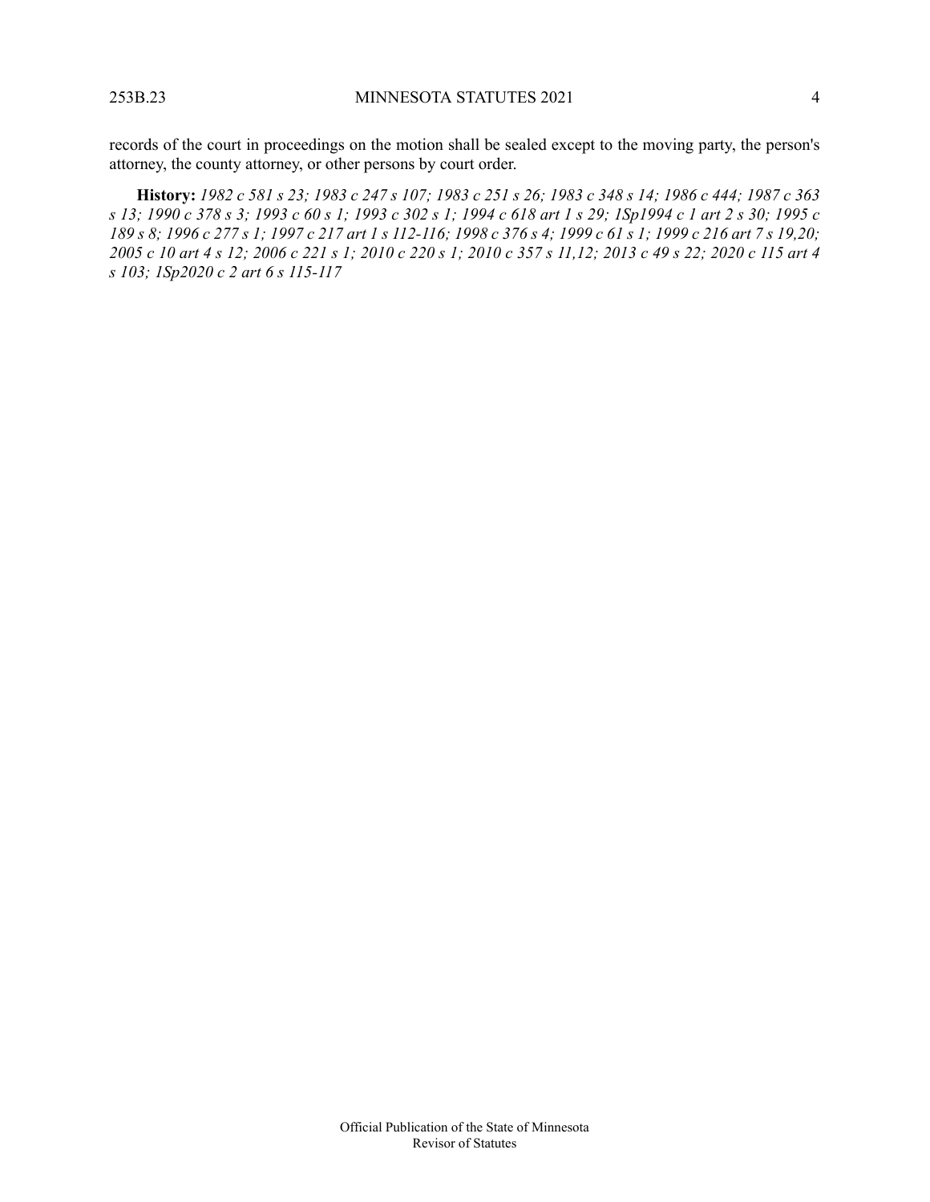records of the court in proceedings on the motion shall be sealed except to the moving party, the person's attorney, the county attorney, or other persons by court order.

**History:** *1982 c 581 s 23; 1983 c 247 s 107; 1983 c 251 s 26; 1983 c 348 s 14; 1986 c 444; 1987 c 363 s 13; 1990 c 378 s 3; 1993 c 60 s 1; 1993 c 302 s 1; 1994 c 618 art 1 s 29; 1Sp1994 c 1 art 2 s 30; 1995 c 189 s 8; 1996 c 277 s 1; 1997 c 217 art 1 s 112-116; 1998 c 376 s 4; 1999 c 61 s 1; 1999 c 216 art 7 s 19,20; 2005 c 10 art 4 s 12; 2006 c 221 s 1; 2010 c 220 s 1; 2010 c 357 s 11,12; 2013 c 49 s 22; 2020 c 115 art 4 s 103; 1Sp2020 c 2 art 6 s 115-117*